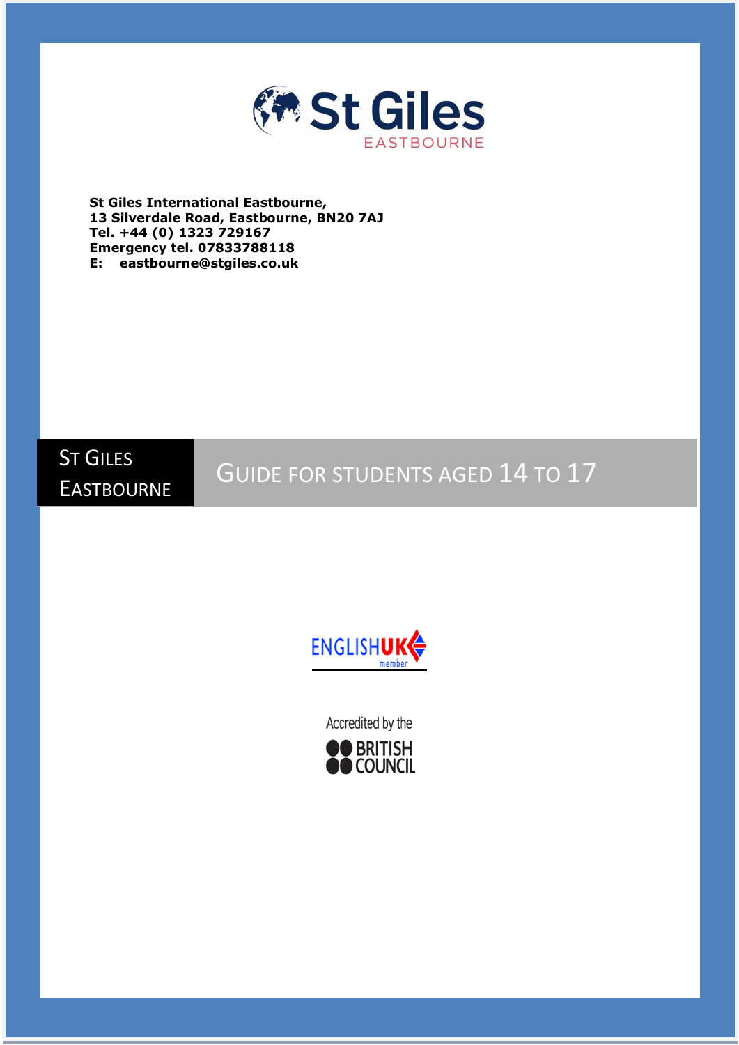# St Giles

EASTBOURNE

**St Giles International Eastbourne,**
**13 Silverdale Road, Eastbourne, BN20 7AJ**
**Tel. +44 (0) 1323 729167**
**Emergency tel. 07833788118**
**E: eastbourne@stgiles.co.uk**

## St Giles Eastbourne

## Guide for Students Aged 14 to 17

ENGLISH UK member

Accredited by the BRITISH COUNCIL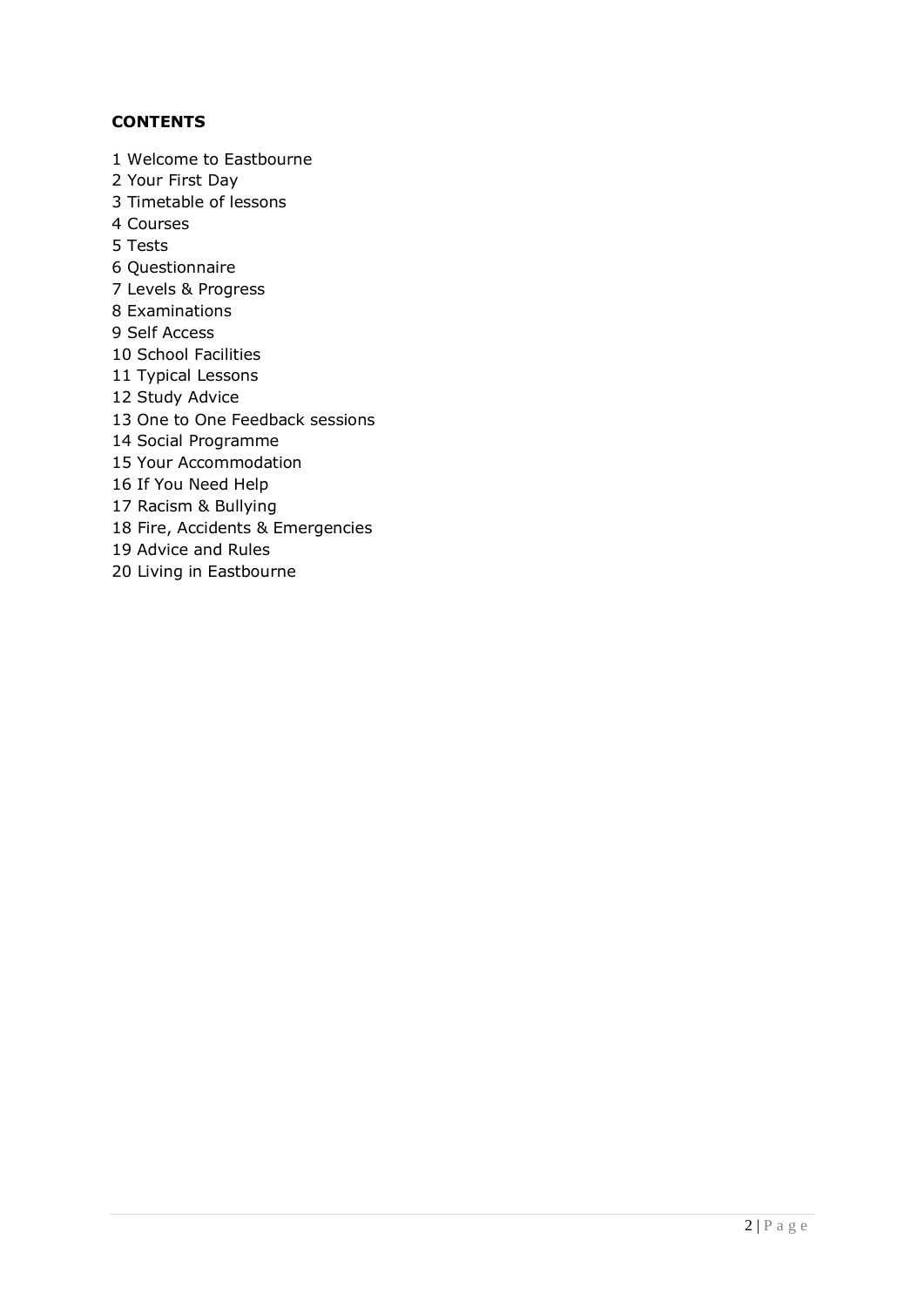**CONTENTS**

1 Welcome to Eastbourne
2 Your First Day
3 Timetable of lessons
4 Courses
5 Tests
6 Questionnaire
7 Levels & Progress
8 Examinations
9 Self Access
10 School Facilities
11 Typical Lessons
12 Study Advice
13 One to One Feedback sessions
14 Social Programme
15 Your Accommodation
16 If You Need Help
17 Racism & Bullying
18 Fire, Accidents & Emergencies
19 Advice and Rules
20 Living in Eastbourne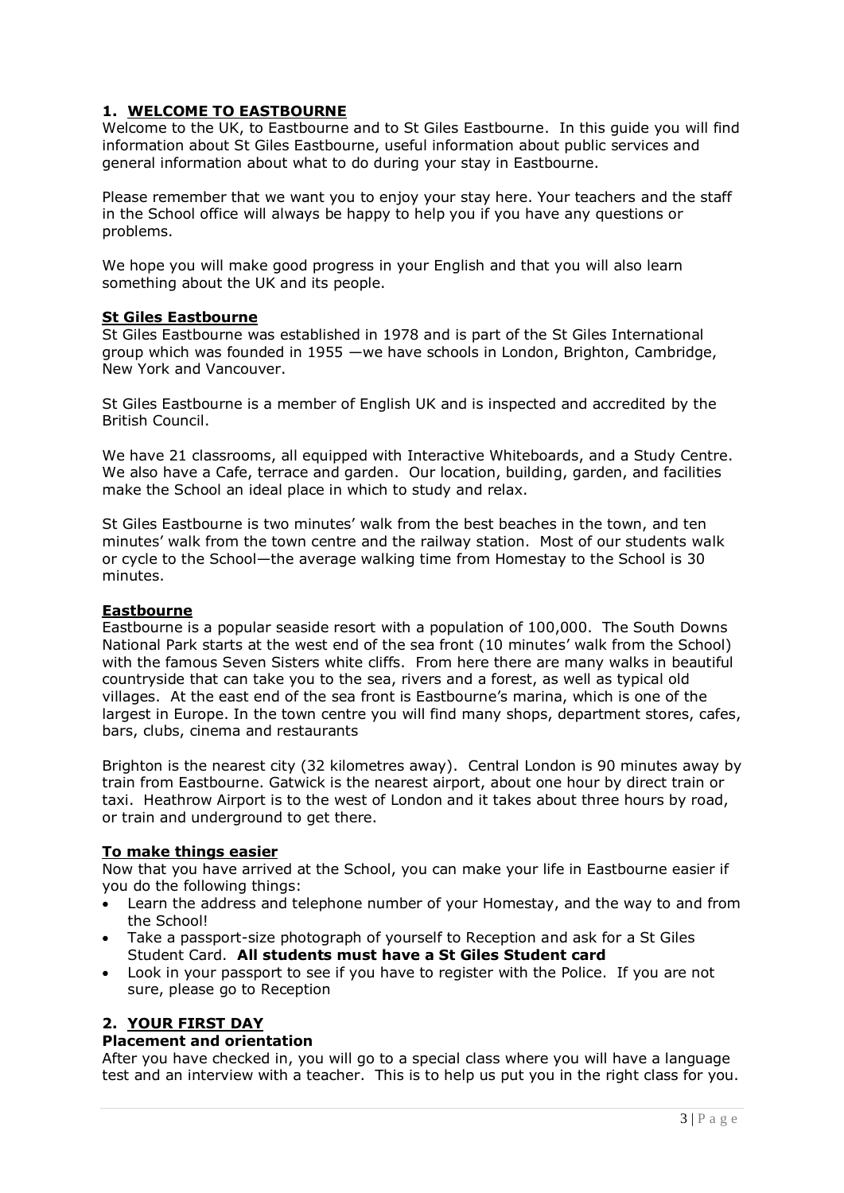## 1. WELCOME TO EASTBOURNE

Welcome to the UK, to Eastbourne and to St Giles Eastbourne. In this guide you will find information about St Giles Eastbourne, useful information about public services and general information about what to do during your stay in Eastbourne.

Please remember that we want you to enjoy your stay here. Your teachers and the staff in the School office will always be happy to help you if you have any questions or problems.

We hope you will make good progress in your English and that you will also learn something about the UK and its people.

### St Giles Eastbourne

St Giles Eastbourne was established in 1978 and is part of the St Giles International group which was founded in 1955 —we have schools in London, Brighton, Cambridge, New York and Vancouver.

St Giles Eastbourne is a member of English UK and is inspected and accredited by the British Council.

We have 21 classrooms, all equipped with Interactive Whiteboards, and a Study Centre. We also have a Cafe, terrace and garden. Our location, building, garden, and facilities make the School an ideal place in which to study and relax.

St Giles Eastbourne is two minutes' walk from the best beaches in the town, and ten minutes' walk from the town centre and the railway station. Most of our students walk or cycle to the School—the average walking time from Homestay to the School is 30 minutes.

### Eastbourne

Eastbourne is a popular seaside resort with a population of 100,000. The South Downs National Park starts at the west end of the sea front (10 minutes' walk from the School) with the famous Seven Sisters white cliffs. From here there are many walks in beautiful countryside that can take you to the sea, rivers and a forest, as well as typical old villages. At the east end of the sea front is Eastbourne's marina, which is one of the largest in Europe. In the town centre you will find many shops, department stores, cafes, bars, clubs, cinema and restaurants

Brighton is the nearest city (32 kilometres away). Central London is 90 minutes away by train from Eastbourne. Gatwick is the nearest airport, about one hour by direct train or taxi. Heathrow Airport is to the west of London and it takes about three hours by road, or train and underground to get there.

### To make things easier

Now that you have arrived at the School, you can make your life in Eastbourne easier if you do the following things:

- Learn the address and telephone number of your Homestay, and the way to and from the School!
- Take a passport-size photograph of yourself to Reception and ask for a St Giles Student Card. **All students must have a St Giles Student card**
- Look in your passport to see if you have to register with the Police. If you are not sure, please go to Reception

## 2. YOUR FIRST DAY

### Placement and orientation

After you have checked in, you will go to a special class where you will have a language test and an interview with a teacher. This is to help us put you in the right class for you.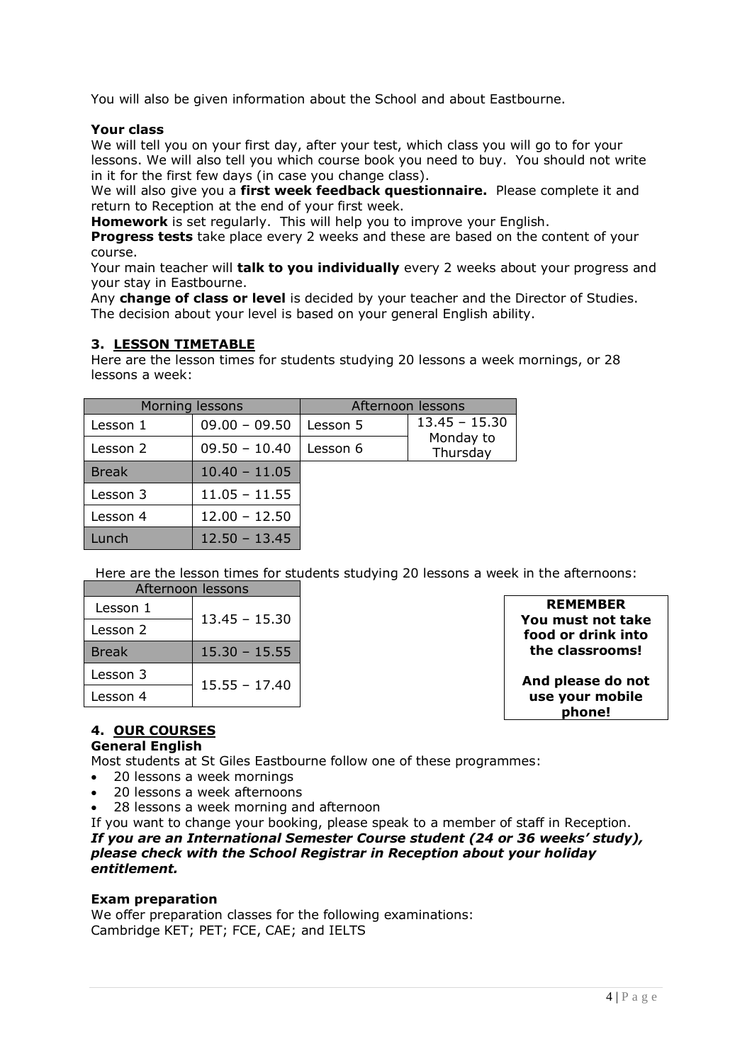You will also be given information about the School and about Eastbourne.

**Your class**

We will tell you on your first day, after your test, which class you will go to for your lessons. We will also tell you which course book you need to buy. You should not write in it for the first few days (in case you change class).

We will also give you a **first week feedback questionnaire.** Please complete it and return to Reception at the end of your first week.

**Homework** is set regularly. This will help you to improve your English.

**Progress tests** take place every 2 weeks and these are based on the content of your course.

Your main teacher will **talk to you individually** every 2 weeks about your progress and your stay in Eastbourne.

Any **change of class or level** is decided by your teacher and the Director of Studies. The decision about your level is based on your general English ability.

## 3. LESSON TIMETABLE

Here are the lesson times for students studying 20 lessons a week mornings, or 28 lessons a week:

| Morning lessons | | Afternoon lessons | |
|---|---|---|---|
| Lesson 1 | 09.00 – 09.50 | Lesson 5 | 13.45 – 15.30 Monday to Thursday |
| Lesson 2 | 09.50 – 10.40 | Lesson 6 | |
| Break | 10.40 – 11.05 | | |
| Lesson 3 | 11.05 – 11.55 | | |
| Lesson 4 | 12.00 – 12.50 | | |
| Lunch | 12.50 – 13.45 | | |

Here are the lesson times for students studying 20 lessons a week in the afternoons:

| Afternoon lessons | |
|---|---|
| Lesson 1 | 13.45 – 15.30 |
| Lesson 2 | |
| Break | 15.30 – 15.55 |
| Lesson 3 | 15.55 – 17.40 |
| Lesson 4 | |

**REMEMBER**
**You must not take food or drink into the classrooms!**

**And please do not use your mobile phone!**

## 4. OUR COURSES

**General English**

Most students at St Giles Eastbourne follow one of these programmes:

- 20 lessons a week mornings
- 20 lessons a week afternoons
- 28 lessons a week morning and afternoon

If you want to change your booking, please speak to a member of staff in Reception.

***If you are an International Semester Course student (24 or 36 weeks' study), please check with the School Registrar in Reception about your holiday entitlement.***

**Exam preparation**

We offer preparation classes for the following examinations:
Cambridge KET; PET; FCE, CAE; and IELTS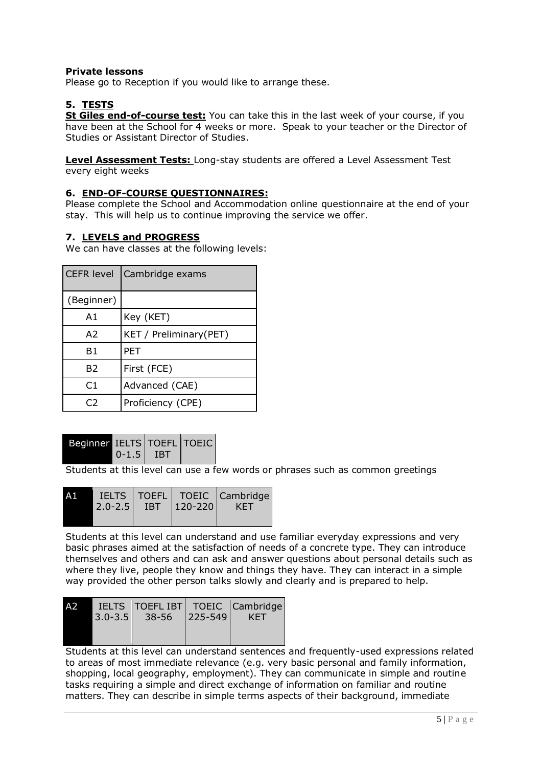**Private lessons**

Please go to Reception if you would like to arrange these.

## 5. TESTS

**St Giles end-of-course test:** You can take this in the last week of your course, if you have been at the School for 4 weeks or more. Speak to your teacher or the Director of Studies or Assistant Director of Studies.

**Level Assessment Tests:** Long-stay students are offered a Level Assessment Test every eight weeks

## 6. END-OF-COURSE QUESTIONNAIRES:

Please complete the School and Accommodation online questionnaire at the end of your stay. This will help us to continue improving the service we offer.

## 7. LEVELS and PROGRESS

We can have classes at the following levels:

| CEFR level | Cambridge exams |
| --- | --- |
| (Beginner) | |
| A1 | Key (KET) |
| A2 | KET / Preliminary(PET) |
| B1 | PET |
| B2 | First (FCE) |
| C1 | Advanced (CAE) |
| C2 | Proficiency (CPE) |

| Beginner | IELTS 0-1.5 | TOEFL IBT | TOEIC |
| --- | --- | --- | --- |

Students at this level can use a few words or phrases such as common greetings

| A1 | IELTS 2.0-2.5 | TOEFL IBT | TOEIC 120-220 | Cambridge KET |
| --- | --- | --- | --- | --- |

Students at this level can understand and use familiar everyday expressions and very basic phrases aimed at the satisfaction of needs of a concrete type. They can introduce themselves and others and can ask and answer questions about personal details such as where they live, people they know and things they have. They can interact in a simple way provided the other person talks slowly and clearly and is prepared to help.

| A2 | IELTS 3.0-3.5 | TOEFL IBT 38-56 | TOEIC 225-549 | Cambridge KET |
| --- | --- | --- | --- | --- |

Students at this level can understand sentences and frequently-used expressions related to areas of most immediate relevance (e.g. very basic personal and family information, shopping, local geography, employment). They can communicate in simple and routine tasks requiring a simple and direct exchange of information on familiar and routine matters. They can describe in simple terms aspects of their background, immediate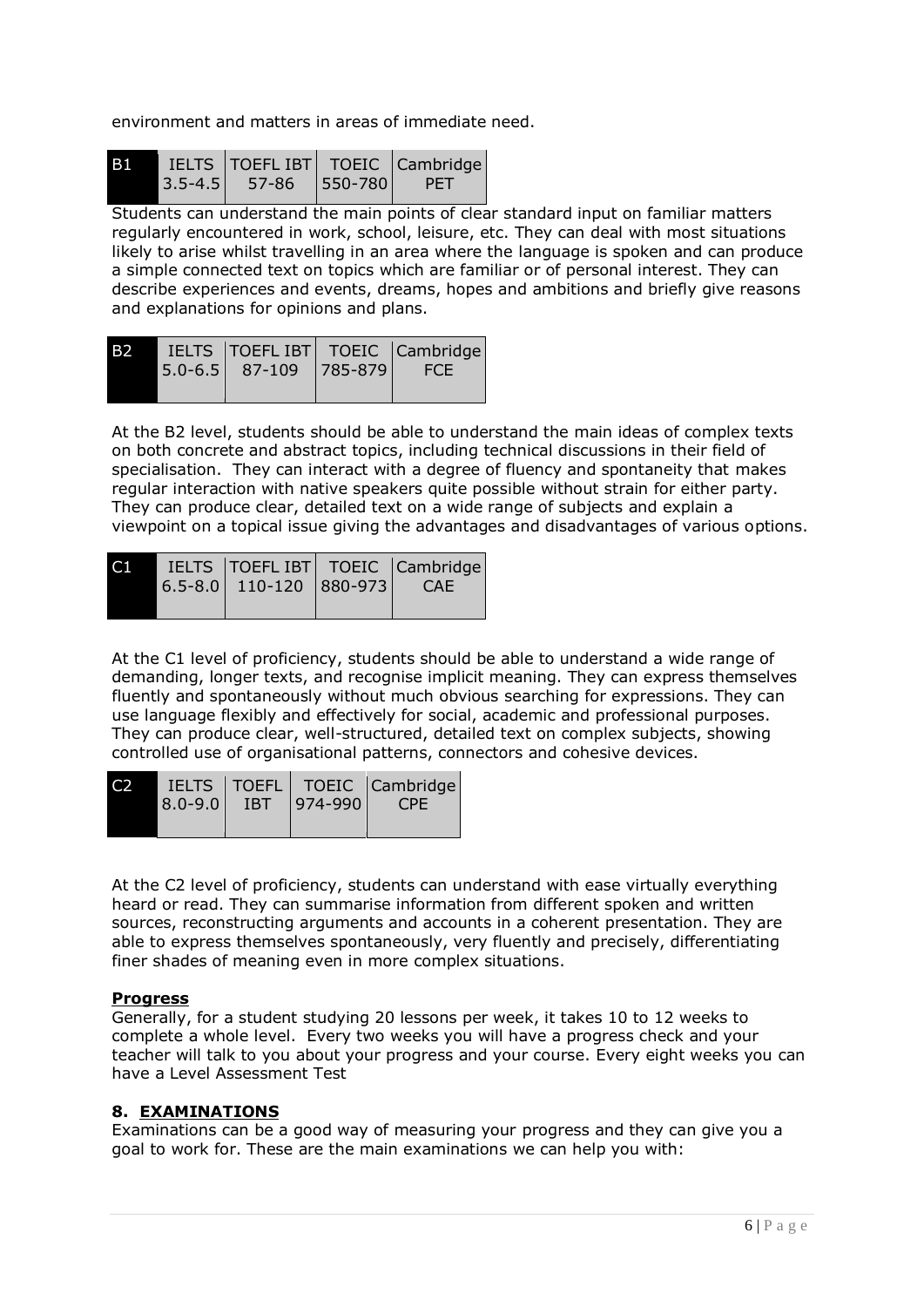environment and matters in areas of immediate need.

| B1 | IELTS 3.5-4.5 | TOEFL IBT 57-86 | TOEIC 550-780 | Cambridge PET |
|---|---|---|---|---|

Students can understand the main points of clear standard input on familiar matters regularly encountered in work, school, leisure, etc. They can deal with most situations likely to arise whilst travelling in an area where the language is spoken and can produce a simple connected text on topics which are familiar or of personal interest. They can describe experiences and events, dreams, hopes and ambitions and briefly give reasons and explanations for opinions and plans.

| B2 | IELTS 5.0-6.5 | TOEFL IBT 87-109 | TOEIC 785-879 | Cambridge FCE |
|---|---|---|---|---|

At the B2 level, students should be able to understand the main ideas of complex texts on both concrete and abstract topics, including technical discussions in their field of specialisation. They can interact with a degree of fluency and spontaneity that makes regular interaction with native speakers quite possible without strain for either party. They can produce clear, detailed text on a wide range of subjects and explain a viewpoint on a topical issue giving the advantages and disadvantages of various options.

| C1 | IELTS 6.5-8.0 | TOEFL IBT 110-120 | TOEIC 880-973 | Cambridge CAE |
|---|---|---|---|---|

At the C1 level of proficiency, students should be able to understand a wide range of demanding, longer texts, and recognise implicit meaning. They can express themselves fluently and spontaneously without much obvious searching for expressions. They can use language flexibly and effectively for social, academic and professional purposes. They can produce clear, well-structured, detailed text on complex subjects, showing controlled use of organisational patterns, connectors and cohesive devices.

| C2 | IELTS 8.0-9.0 | TOEFL IBT | TOEIC 974-990 | Cambridge CPE |
|---|---|---|---|---|

At the C2 level of proficiency, students can understand with ease virtually everything heard or read. They can summarise information from different spoken and written sources, reconstructing arguments and accounts in a coherent presentation. They are able to express themselves spontaneously, very fluently and precisely, differentiating finer shades of meaning even in more complex situations.

**Progress**

Generally, for a student studying 20 lessons per week, it takes 10 to 12 weeks to complete a whole level. Every two weeks you will have a progress check and your teacher will talk to you about your progress and your course. Every eight weeks you can have a Level Assessment Test

## 8. EXAMINATIONS

Examinations can be a good way of measuring your progress and they can give you a goal to work for. These are the main examinations we can help you with: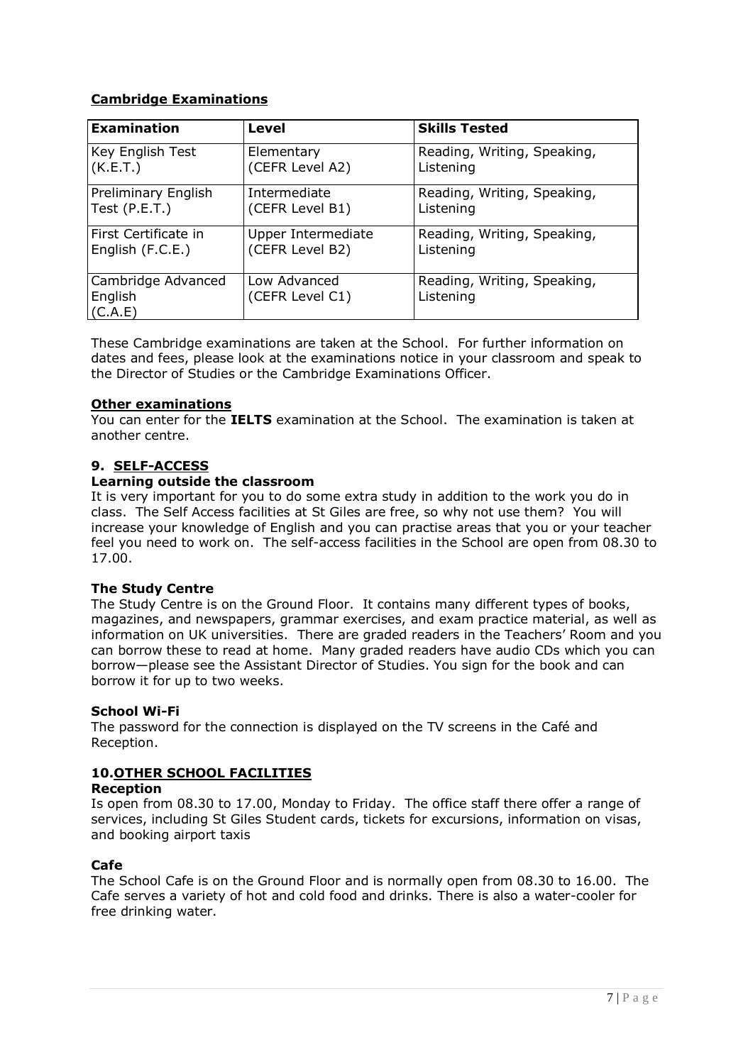**Cambridge Examinations**

| Examination | Level | Skills Tested |
|---|---|---|
| Key English Test (K.E.T.) | Elementary (CEFR Level A2) | Reading, Writing, Speaking, Listening |
| Preliminary English Test (P.E.T.) | Intermediate (CEFR Level B1) | Reading, Writing, Speaking, Listening |
| First Certificate in English (F.C.E.) | Upper Intermediate (CEFR Level B2) | Reading, Writing, Speaking, Listening |
| Cambridge Advanced English (C.A.E) | Low Advanced (CEFR Level C1) | Reading, Writing, Speaking, Listening |

These Cambridge examinations are taken at the School. For further information on dates and fees, please look at the examinations notice in your classroom and speak to the Director of Studies or the Cambridge Examinations Officer.

**Other examinations**

You can enter for the **IELTS** examination at the School. The examination is taken at another centre.

## 9. SELF-ACCESS

**Learning outside the classroom**

It is very important for you to do some extra study in addition to the work you do in class. The Self Access facilities at St Giles are free, so why not use them? You will increase your knowledge of English and you can practise areas that you or your teacher feel you need to work on. The self-access facilities in the School are open from 08.30 to 17.00.

**The Study Centre**

The Study Centre is on the Ground Floor. It contains many different types of books, magazines, and newspapers, grammar exercises, and exam practice material, as well as information on UK universities. There are graded readers in the Teachers' Room and you can borrow these to read at home. Many graded readers have audio CDs which you can borrow—please see the Assistant Director of Studies. You sign for the book and can borrow it for up to two weeks.

**School Wi-Fi**

The password for the connection is displayed on the TV screens in the Café and Reception.

## 10. OTHER SCHOOL FACILITIES

**Reception**

Is open from 08.30 to 17.00, Monday to Friday. The office staff there offer a range of services, including St Giles Student cards, tickets for excursions, information on visas, and booking airport taxis

**Cafe**

The School Cafe is on the Ground Floor and is normally open from 08.30 to 16.00. The Cafe serves a variety of hot and cold food and drinks. There is also a water-cooler for free drinking water.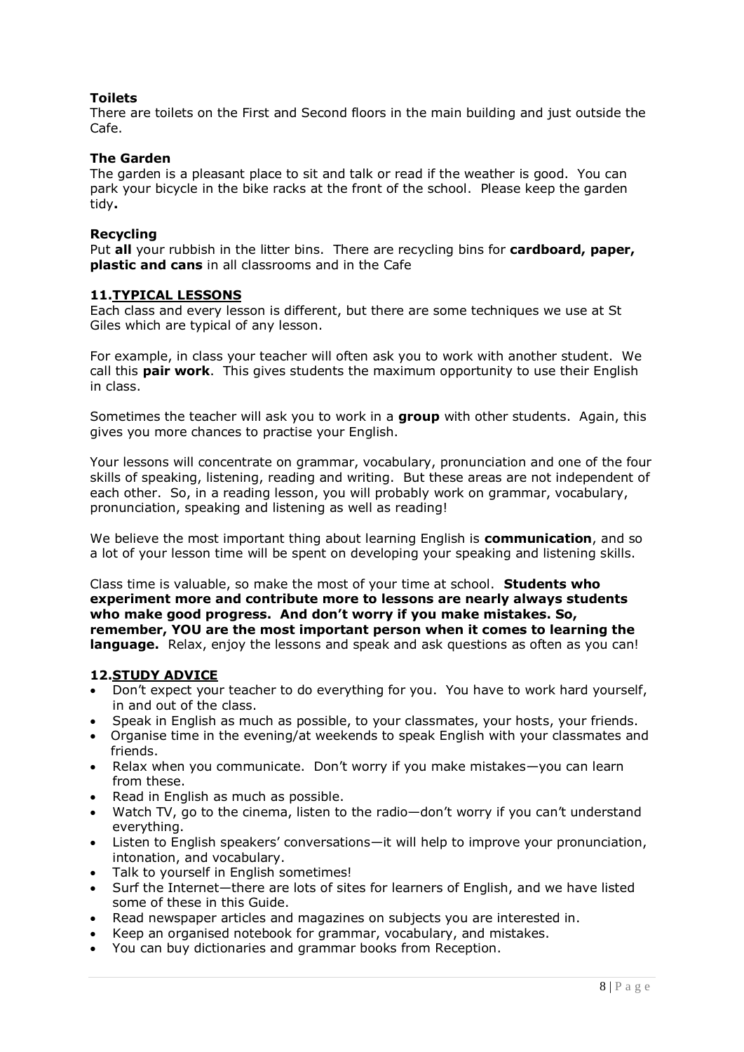### Toilets

There are toilets on the First and Second floors in the main building and just outside the Cafe.

### The Garden

The garden is a pleasant place to sit and talk or read if the weather is good. You can park your bicycle in the bike racks at the front of the school. Please keep the garden tidy**.**

### Recycling

Put **all** your rubbish in the litter bins. There are recycling bins for **cardboard, paper, plastic and cans** in all classrooms and in the Cafe

## 11. TYPICAL LESSONS

Each class and every lesson is different, but there are some techniques we use at St Giles which are typical of any lesson.

For example, in class your teacher will often ask you to work with another student. We call this **pair work**. This gives students the maximum opportunity to use their English in class.

Sometimes the teacher will ask you to work in a **group** with other students. Again, this gives you more chances to practise your English.

Your lessons will concentrate on grammar, vocabulary, pronunciation and one of the four skills of speaking, listening, reading and writing. But these areas are not independent of each other. So, in a reading lesson, you will probably work on grammar, vocabulary, pronunciation, speaking and listening as well as reading!

We believe the most important thing about learning English is **communication**, and so a lot of your lesson time will be spent on developing your speaking and listening skills.

Class time is valuable, so make the most of your time at school. **Students who experiment more and contribute more to lessons are nearly always students who make good progress. And don't worry if you make mistakes. So, remember, YOU are the most important person when it comes to learning the language.** Relax, enjoy the lessons and speak and ask questions as often as you can!

## 12. STUDY ADVICE

- Don't expect your teacher to do everything for you. You have to work hard yourself, in and out of the class.
- Speak in English as much as possible, to your classmates, your hosts, your friends.
- Organise time in the evening/at weekends to speak English with your classmates and friends.
- Relax when you communicate. Don't worry if you make mistakes—you can learn from these.
- Read in English as much as possible.
- Watch TV, go to the cinema, listen to the radio—don't worry if you can't understand everything.
- Listen to English speakers' conversations—it will help to improve your pronunciation, intonation, and vocabulary.
- Talk to yourself in English sometimes!
- Surf the Internet—there are lots of sites for learners of English, and we have listed some of these in this Guide.
- Read newspaper articles and magazines on subjects you are interested in.
- Keep an organised notebook for grammar, vocabulary, and mistakes.
- You can buy dictionaries and grammar books from Reception.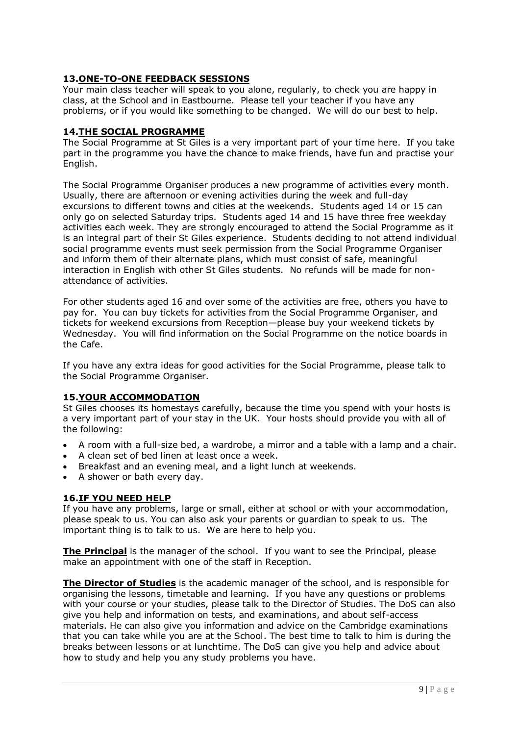## 13. ONE-TO-ONE FEEDBACK SESSIONS

Your main class teacher will speak to you alone, regularly, to check you are happy in class, at the School and in Eastbourne. Please tell your teacher if you have any problems, or if you would like something to be changed. We will do our best to help.

## 14. THE SOCIAL PROGRAMME

The Social Programme at St Giles is a very important part of your time here. If you take part in the programme you have the chance to make friends, have fun and practise your English.

The Social Programme Organiser produces a new programme of activities every month. Usually, there are afternoon or evening activities during the week and full-day excursions to different towns and cities at the weekends. Students aged 14 or 15 can only go on selected Saturday trips. Students aged 14 and 15 have three free weekday activities each week. They are strongly encouraged to attend the Social Programme as it is an integral part of their St Giles experience. Students deciding to not attend individual social programme events must seek permission from the Social Programme Organiser and inform them of their alternate plans, which must consist of safe, meaningful interaction in English with other St Giles students. No refunds will be made for non-attendance of activities.

For other students aged 16 and over some of the activities are free, others you have to pay for. You can buy tickets for activities from the Social Programme Organiser, and tickets for weekend excursions from Reception—please buy your weekend tickets by Wednesday. You will find information on the Social Programme on the notice boards in the Cafe.

If you have any extra ideas for good activities for the Social Programme, please talk to the Social Programme Organiser.

## 15. YOUR ACCOMMODATION

St Giles chooses its homestays carefully, because the time you spend with your hosts is a very important part of your stay in the UK. Your hosts should provide you with all of the following:

- A room with a full-size bed, a wardrobe, a mirror and a table with a lamp and a chair.
- A clean set of bed linen at least once a week.
- Breakfast and an evening meal, and a light lunch at weekends.
- A shower or bath every day.

## 16. IF YOU NEED HELP

If you have any problems, large or small, either at school or with your accommodation, please speak to us. You can also ask your parents or guardian to speak to us. The important thing is to talk to us. We are here to help you.

**The Principal** is the manager of the school. If you want to see the Principal, please make an appointment with one of the staff in Reception.

**The Director of Studies** is the academic manager of the school, and is responsible for organising the lessons, timetable and learning. If you have any questions or problems with your course or your studies, please talk to the Director of Studies. The DoS can also give you help and information on tests, and examinations, and about self-access materials. He can also give you information and advice on the Cambridge examinations that you can take while you are at the School. The best time to talk to him is during the breaks between lessons or at lunchtime. The DoS can give you help and advice about how to study and help you any study problems you have.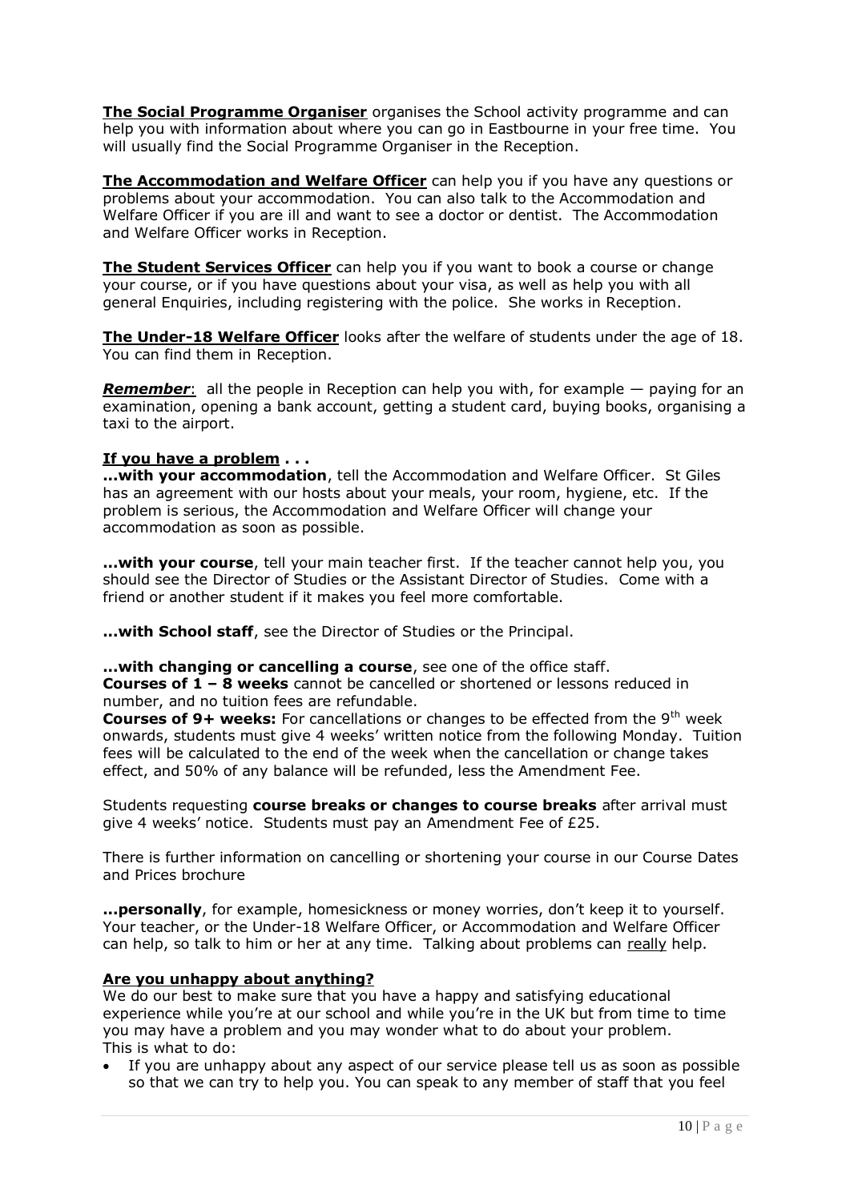**The Social Programme Organiser** organises the School activity programme and can help you with information about where you can go in Eastbourne in your free time. You will usually find the Social Programme Organiser in the Reception.

**The Accommodation and Welfare Officer** can help you if you have any questions or problems about your accommodation. You can also talk to the Accommodation and Welfare Officer if you are ill and want to see a doctor or dentist. The Accommodation and Welfare Officer works in Reception.

**The Student Services Officer** can help you if you want to book a course or change your course, or if you have questions about your visa, as well as help you with all general Enquiries, including registering with the police. She works in Reception.

**The Under-18 Welfare Officer** looks after the welfare of students under the age of 18. You can find them in Reception.

***Remember***: all the people in Reception can help you with, for example — paying for an examination, opening a bank account, getting a student card, buying books, organising a taxi to the airport.

**If you have a problem . . .**

**...with your accommodation**, tell the Accommodation and Welfare Officer. St Giles has an agreement with our hosts about your meals, your room, hygiene, etc. If the problem is serious, the Accommodation and Welfare Officer will change your accommodation as soon as possible.

**...with your course**, tell your main teacher first. If the teacher cannot help you, you should see the Director of Studies or the Assistant Director of Studies. Come with a friend or another student if it makes you feel more comfortable.

**...with School staff**, see the Director of Studies or the Principal.

**...with changing or cancelling a course**, see one of the office staff.
**Courses of 1 – 8 weeks** cannot be cancelled or shortened or lessons reduced in number, and no tuition fees are refundable.
**Courses of 9+ weeks:** For cancellations or changes to be effected from the 9th week onwards, students must give 4 weeks' written notice from the following Monday. Tuition fees will be calculated to the end of the week when the cancellation or change takes effect, and 50% of any balance will be refunded, less the Amendment Fee.

Students requesting **course breaks or changes to course breaks** after arrival must give 4 weeks' notice. Students must pay an Amendment Fee of £25.

There is further information on cancelling or shortening your course in our Course Dates and Prices brochure

**...personally**, for example, homesickness or money worries, don't keep it to yourself. Your teacher, or the Under-18 Welfare Officer, or Accommodation and Welfare Officer can help, so talk to him or her at any time. Talking about problems can really help.

**Are you unhappy about anything?**

We do our best to make sure that you have a happy and satisfying educational experience while you're at our school and while you're in the UK but from time to time you may have a problem and you may wonder what to do about your problem.
This is what to do:

- If you are unhappy about any aspect of our service please tell us as soon as possible so that we can try to help you. You can speak to any member of staff that you feel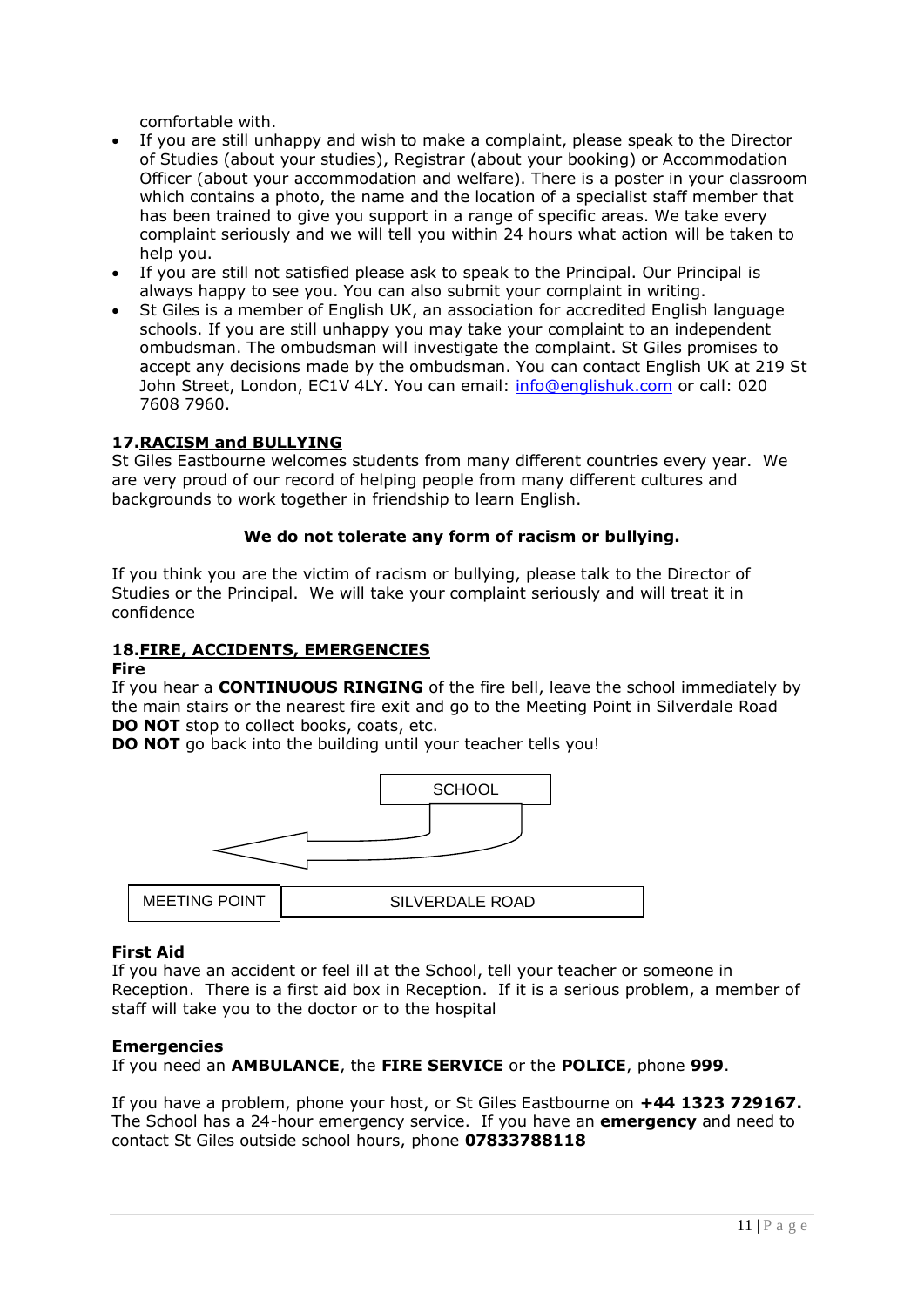comfortable with.

- If you are still unhappy and wish to make a complaint, please speak to the Director of Studies (about your studies), Registrar (about your booking) or Accommodation Officer (about your accommodation and welfare). There is a poster in your classroom which contains a photo, the name and the location of a specialist staff member that has been trained to give you support in a range of specific areas. We take every complaint seriously and we will tell you within 24 hours what action will be taken to help you.
- If you are still not satisfied please ask to speak to the Principal. Our Principal is always happy to see you. You can also submit your complaint in writing.
- St Giles is a member of English UK, an association for accredited English language schools. If you are still unhappy you may take your complaint to an independent ombudsman. The ombudsman will investigate the complaint. St Giles promises to accept any decisions made by the ombudsman. You can contact English UK at 219 St John Street, London, EC1V 4LY. You can email: info@englishuk.com or call: 020 7608 7960.

## 17. RACISM and BULLYING

St Giles Eastbourne welcomes students from many different countries every year. We are very proud of our record of helping people from many different cultures and backgrounds to work together in friendship to learn English.

**We do not tolerate any form of racism or bullying.**

If you think you are the victim of racism or bullying, please talk to the Director of Studies or the Principal. We will take your complaint seriously and will treat it in confidence

## 18. FIRE, ACCIDENTS, EMERGENCIES

### Fire

If you hear a **CONTINUOUS RINGING** of the fire bell, leave the school immediately by the main stairs or the nearest fire exit and go to the Meeting Point in Silverdale Road

**DO NOT** stop to collect books, coats, etc.

**DO NOT** go back into the building until your teacher tells you!

SCHOOL

MEETING POINT | SILVERDALE ROAD

### First Aid

If you have an accident or feel ill at the School, tell your teacher or someone in Reception. There is a first aid box in Reception. If it is a serious problem, a member of staff will take you to the doctor or to the hospital

### Emergencies

If you need an **AMBULANCE**, the **FIRE SERVICE** or the **POLICE**, phone **999**.

If you have a problem, phone your host, or St Giles Eastbourne on **+44 1323 729167.** The School has a 24-hour emergency service. If you have an **emergency** and need to contact St Giles outside school hours, phone **07833788118**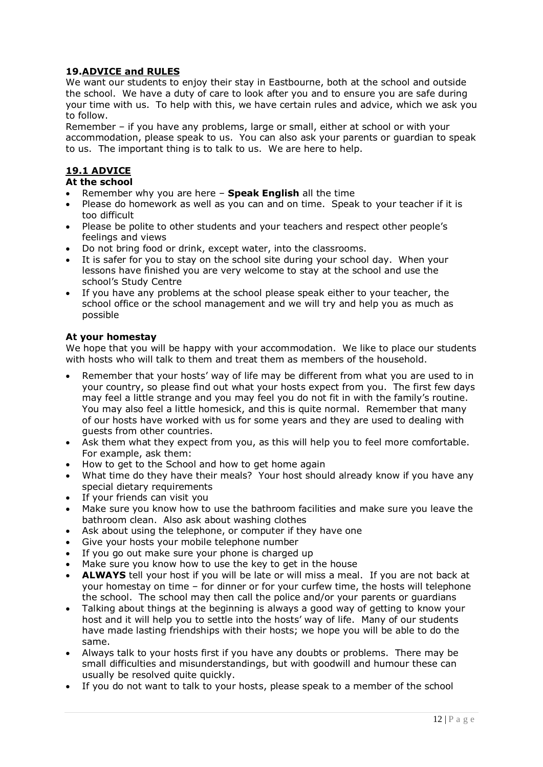## 19. ADVICE and RULES

We want our students to enjoy their stay in Eastbourne, both at the school and outside the school. We have a duty of care to look after you and to ensure you are safe during your time with us. To help with this, we have certain rules and advice, which we ask you to follow.

Remember – if you have any problems, large or small, either at school or with your accommodation, please speak to us. You can also ask your parents or guardian to speak to us. The important thing is to talk to us. We are here to help.

### 19.1 ADVICE

**At the school**

- Remember why you are here – **Speak English** all the time
- Please do homework as well as you can and on time. Speak to your teacher if it is too difficult
- Please be polite to other students and your teachers and respect other people's feelings and views
- Do not bring food or drink, except water, into the classrooms.
- It is safer for you to stay on the school site during your school day. When your lessons have finished you are very welcome to stay at the school and use the school's Study Centre
- If you have any problems at the school please speak either to your teacher, the school office or the school management and we will try and help you as much as possible

**At your homestay**

We hope that you will be happy with your accommodation. We like to place our students with hosts who will talk to them and treat them as members of the household.

- Remember that your hosts' way of life may be different from what you are used to in your country, so please find out what your hosts expect from you. The first few days may feel a little strange and you may feel you do not fit in with the family's routine. You may also feel a little homesick, and this is quite normal. Remember that many of our hosts have worked with us for some years and they are used to dealing with guests from other countries.
- Ask them what they expect from you, as this will help you to feel more comfortable. For example, ask them:
- How to get to the School and how to get home again
- What time do they have their meals? Your host should already know if you have any special dietary requirements
- If your friends can visit you
- Make sure you know how to use the bathroom facilities and make sure you leave the bathroom clean. Also ask about washing clothes
- Ask about using the telephone, or computer if they have one
- Give your hosts your mobile telephone number
- If you go out make sure your phone is charged up
- Make sure you know how to use the key to get in the house
- **ALWAYS** tell your host if you will be late or will miss a meal. If you are not back at your homestay on time – for dinner or for your curfew time, the hosts will telephone the school. The school may then call the police and/or your parents or guardians
- Talking about things at the beginning is always a good way of getting to know your host and it will help you to settle into the hosts' way of life. Many of our students have made lasting friendships with their hosts; we hope you will be able to do the same.
- Always talk to your hosts first if you have any doubts or problems. There may be small difficulties and misunderstandings, but with goodwill and humour these can usually be resolved quite quickly.
- If you do not want to talk to your hosts, please speak to a member of the school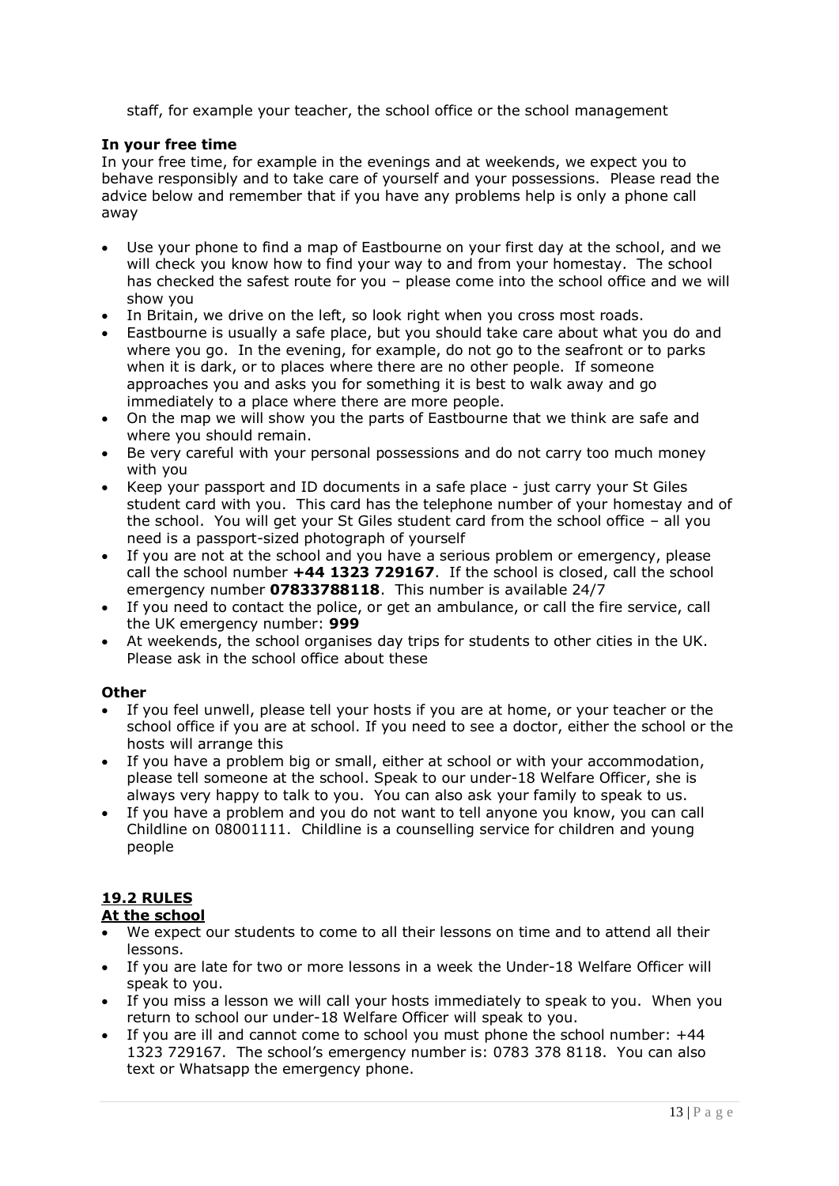staff, for example your teacher, the school office or the school management

**In your free time**

In your free time, for example in the evenings and at weekends, we expect you to behave responsibly and to take care of yourself and your possessions. Please read the advice below and remember that if you have any problems help is only a phone call away

- Use your phone to find a map of Eastbourne on your first day at the school, and we will check you know how to find your way to and from your homestay. The school has checked the safest route for you – please come into the school office and we will show you
- In Britain, we drive on the left, so look right when you cross most roads.
- Eastbourne is usually a safe place, but you should take care about what you do and where you go. In the evening, for example, do not go to the seafront or to parks when it is dark, or to places where there are no other people. If someone approaches you and asks you for something it is best to walk away and go immediately to a place where there are more people.
- On the map we will show you the parts of Eastbourne that we think are safe and where you should remain.
- Be very careful with your personal possessions and do not carry too much money with you
- Keep your passport and ID documents in a safe place - just carry your St Giles student card with you. This card has the telephone number of your homestay and of the school. You will get your St Giles student card from the school office – all you need is a passport-sized photograph of yourself
- If you are not at the school and you have a serious problem or emergency, please call the school number **+44 1323 729167**. If the school is closed, call the school emergency number **07833788118**. This number is available 24/7
- If you need to contact the police, or get an ambulance, or call the fire service, call the UK emergency number: **999**
- At weekends, the school organises day trips for students to other cities in the UK. Please ask in the school office about these

**Other**

- If you feel unwell, please tell your hosts if you are at home, or your teacher or the school office if you are at school. If you need to see a doctor, either the school or the hosts will arrange this
- If you have a problem big or small, either at school or with your accommodation, please tell someone at the school. Speak to our under-18 Welfare Officer, she is always very happy to talk to you. You can also ask your family to speak to us.
- If you have a problem and you do not want to tell anyone you know, you can call Childline on 08001111. Childline is a counselling service for children and young people

## 19.2 RULES

### At the school

- We expect our students to come to all their lessons on time and to attend all their lessons.
- If you are late for two or more lessons in a week the Under-18 Welfare Officer will speak to you.
- If you miss a lesson we will call your hosts immediately to speak to you. When you return to school our under-18 Welfare Officer will speak to you.
- If you are ill and cannot come to school you must phone the school number: +44 1323 729167. The school's emergency number is: 0783 378 8118. You can also text or Whatsapp the emergency phone.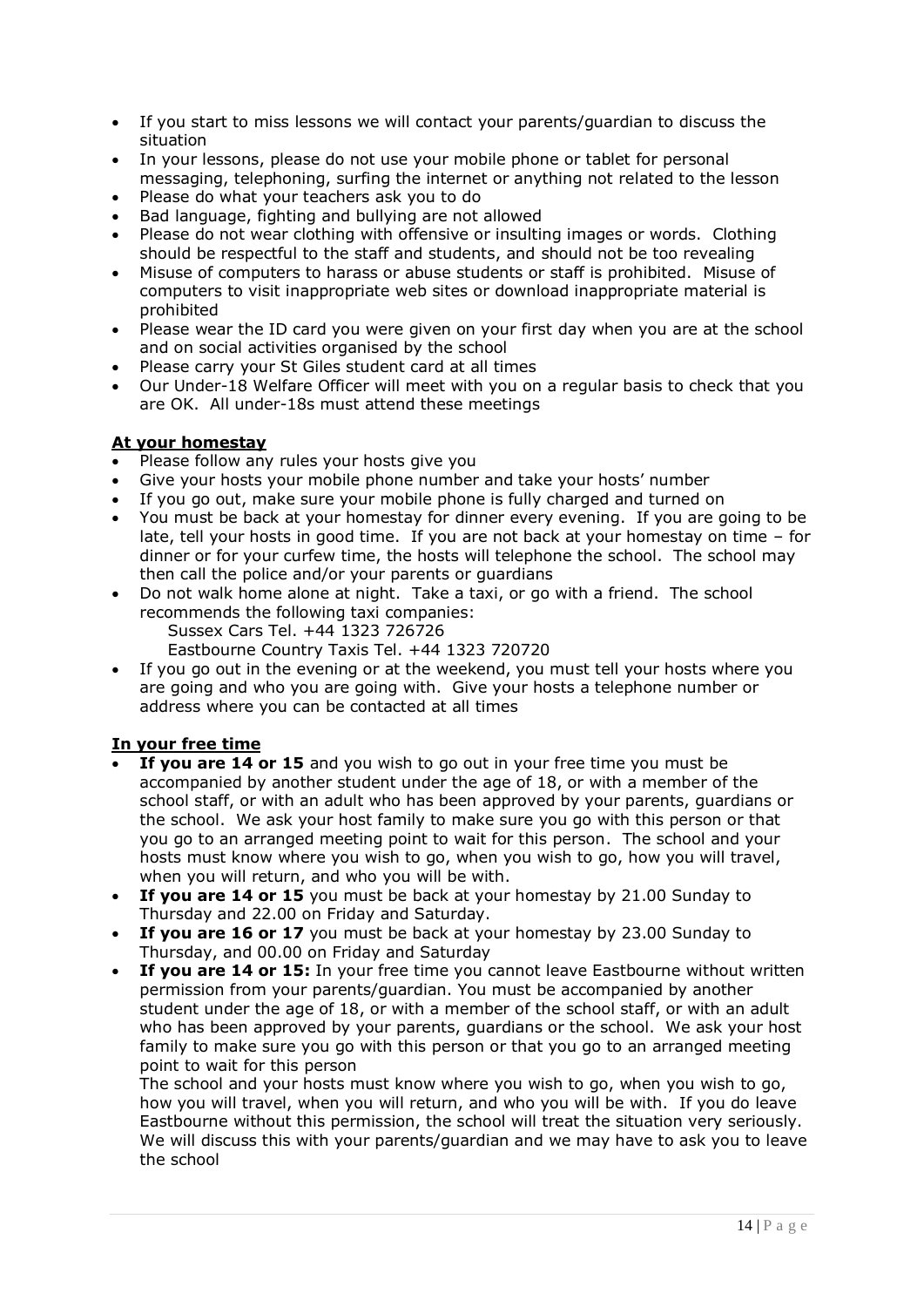- If you start to miss lessons we will contact your parents/guardian to discuss the situation
- In your lessons, please do not use your mobile phone or tablet for personal messaging, telephoning, surfing the internet or anything not related to the lesson
- Please do what your teachers ask you to do
- Bad language, fighting and bullying are not allowed
- Please do not wear clothing with offensive or insulting images or words. Clothing should be respectful to the staff and students, and should not be too revealing
- Misuse of computers to harass or abuse students or staff is prohibited. Misuse of computers to visit inappropriate web sites or download inappropriate material is prohibited
- Please wear the ID card you were given on your first day when you are at the school and on social activities organised by the school
- Please carry your St Giles student card at all times
- Our Under-18 Welfare Officer will meet with you on a regular basis to check that you are OK. All under-18s must attend these meetings

**At your homestay**

- Please follow any rules your hosts give you
- Give your hosts your mobile phone number and take your hosts' number
- If you go out, make sure your mobile phone is fully charged and turned on
- You must be back at your homestay for dinner every evening. If you are going to be late, tell your hosts in good time. If you are not back at your homestay on time – for dinner or for your curfew time, the hosts will telephone the school. The school may then call the police and/or your parents or guardians
- Do not walk home alone at night. Take a taxi, or go with a friend. The school recommends the following taxi companies:
  Sussex Cars Tel. +44 1323 726726
  Eastbourne Country Taxis Tel. +44 1323 720720
- If you go out in the evening or at the weekend, you must tell your hosts where you are going and who you are going with. Give your hosts a telephone number or address where you can be contacted at all times

**In your free time**

- **If you are 14 or 15** and you wish to go out in your free time you must be accompanied by another student under the age of 18, or with a member of the school staff, or with an adult who has been approved by your parents, guardians or the school. We ask your host family to make sure you go with this person or that you go to an arranged meeting point to wait for this person. The school and your hosts must know where you wish to go, when you wish to go, how you will travel, when you will return, and who you will be with.
- **If you are 14 or 15** you must be back at your homestay by 21.00 Sunday to Thursday and 22.00 on Friday and Saturday.
- **If you are 16 or 17** you must be back at your homestay by 23.00 Sunday to Thursday, and 00.00 on Friday and Saturday
- **If you are 14 or 15:** In your free time you cannot leave Eastbourne without written permission from your parents/guardian. You must be accompanied by another student under the age of 18, or with a member of the school staff, or with an adult who has been approved by your parents, guardians or the school. We ask your host family to make sure you go with this person or that you go to an arranged meeting point to wait for this person

  The school and your hosts must know where you wish to go, when you wish to go, how you will travel, when you will return, and who you will be with. If you do leave Eastbourne without this permission, the school will treat the situation very seriously. We will discuss this with your parents/guardian and we may have to ask you to leave the school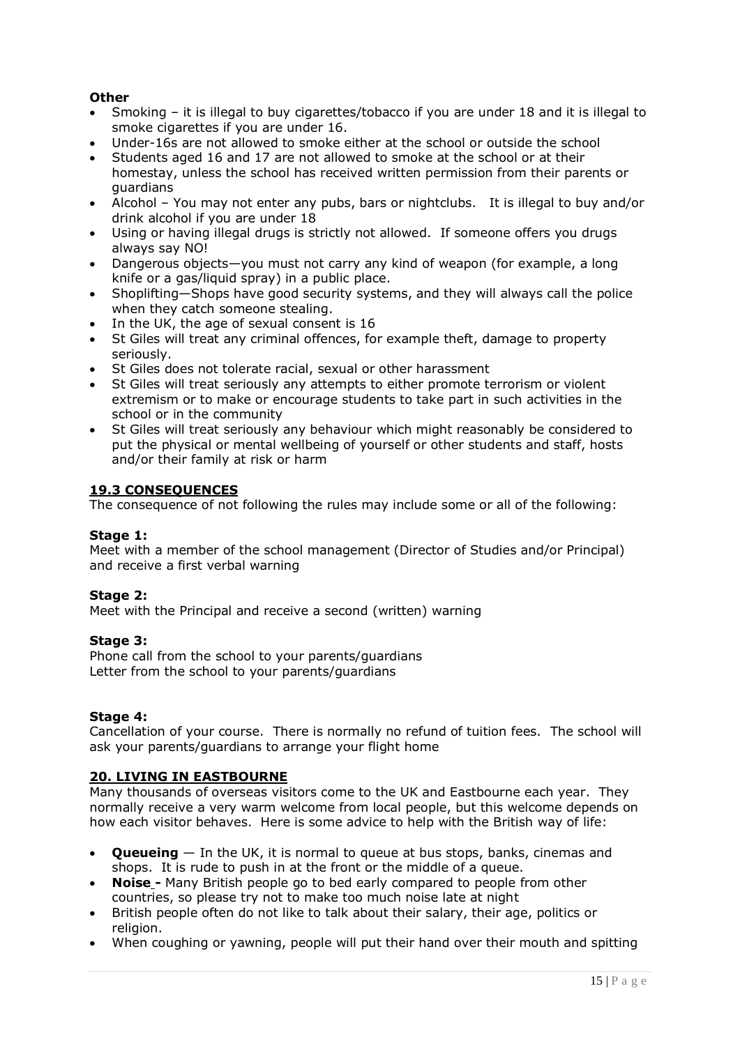**Other**

- Smoking – it is illegal to buy cigarettes/tobacco if you are under 18 and it is illegal to smoke cigarettes if you are under 16.
- Under-16s are not allowed to smoke either at the school or outside the school
- Students aged 16 and 17 are not allowed to smoke at the school or at their homestay, unless the school has received written permission from their parents or guardians
- Alcohol – You may not enter any pubs, bars or nightclubs. It is illegal to buy and/or drink alcohol if you are under 18
- Using or having illegal drugs is strictly not allowed. If someone offers you drugs always say NO!
- Dangerous objects—you must not carry any kind of weapon (for example, a long knife or a gas/liquid spray) in a public place.
- Shoplifting—Shops have good security systems, and they will always call the police when they catch someone stealing.
- In the UK, the age of sexual consent is 16
- St Giles will treat any criminal offences, for example theft, damage to property seriously.
- St Giles does not tolerate racial, sexual or other harassment
- St Giles will treat seriously any attempts to either promote terrorism or violent extremism or to make or encourage students to take part in such activities in the school or in the community
- St Giles will treat seriously any behaviour which might reasonably be considered to put the physical or mental wellbeing of yourself or other students and staff, hosts and/or their family at risk or harm

## 19.3 CONSEQUENCES

The consequence of not following the rules may include some or all of the following:

**Stage 1:**
Meet with a member of the school management (Director of Studies and/or Principal) and receive a first verbal warning

**Stage 2:**
Meet with the Principal and receive a second (written) warning

**Stage 3:**
Phone call from the school to your parents/guardians
Letter from the school to your parents/guardians

**Stage 4:**
Cancellation of your course. There is normally no refund of tuition fees. The school will ask your parents/guardians to arrange your flight home

## 20. LIVING IN EASTBOURNE

Many thousands of overseas visitors come to the UK and Eastbourne each year. They normally receive a very warm welcome from local people, but this welcome depends on how each visitor behaves. Here is some advice to help with the British way of life:

- **Queueing** — In the UK, it is normal to queue at bus stops, banks, cinemas and shops. It is rude to push in at the front or the middle of a queue.
- **Noise -** Many British people go to bed early compared to people from other countries, so please try not to make too much noise late at night
- British people often do not like to talk about their salary, their age, politics or religion.
- When coughing or yawning, people will put their hand over their mouth and spitting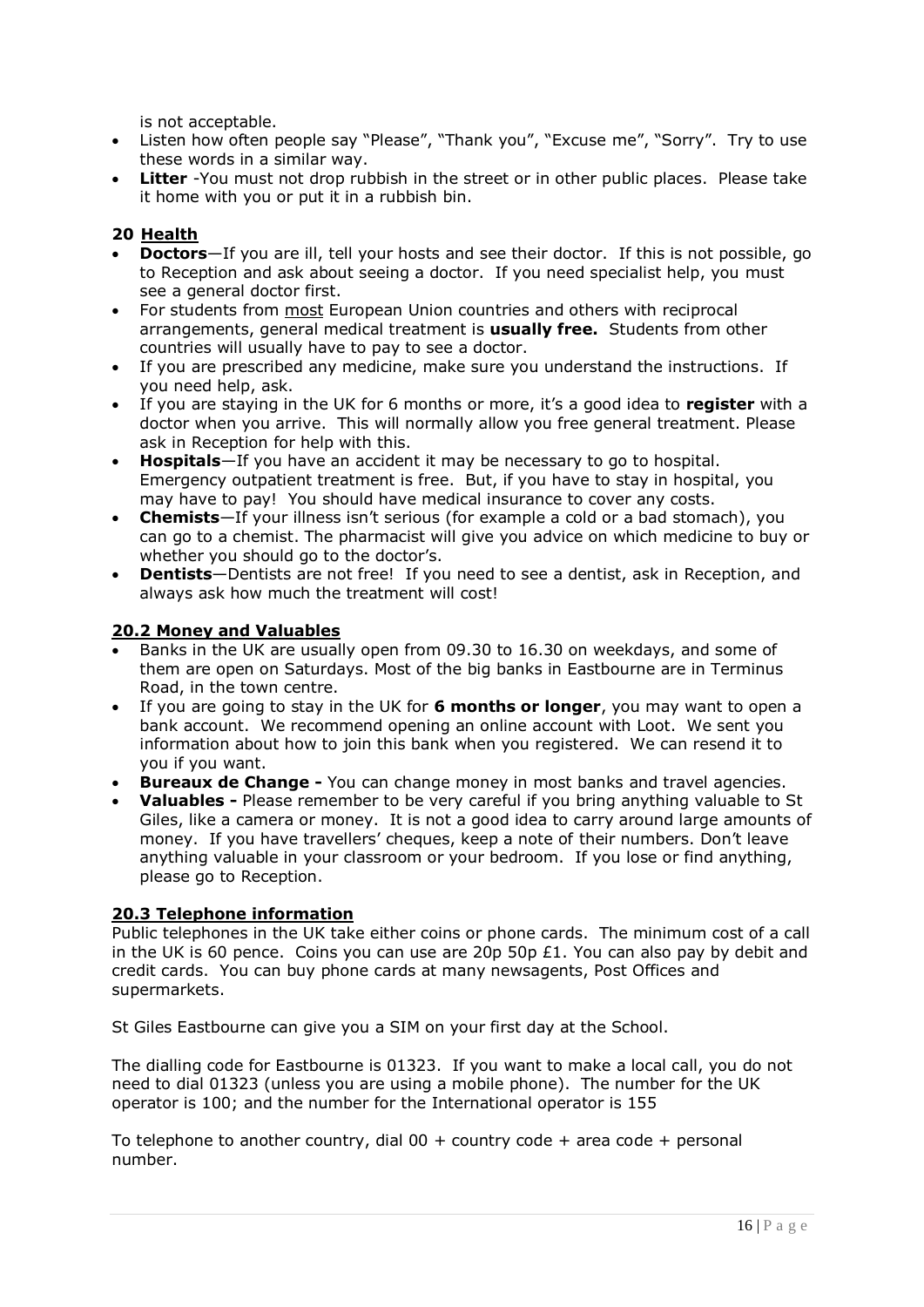is not acceptable.

- Listen how often people say "Please", "Thank you", "Excuse me", "Sorry". Try to use these words in a similar way.
- **Litter** -You must not drop rubbish in the street or in other public places. Please take it home with you or put it in a rubbish bin.

## 20 <u>Health</u>

- **Doctors**—If you are ill, tell your hosts and see their doctor. If this is not possible, go to Reception and ask about seeing a doctor. If you need specialist help, you must see a general doctor first.
- For students from <u>most</u> European Union countries and others with reciprocal arrangements, general medical treatment is **usually free.** Students from other countries will usually have to pay to see a doctor.
- If you are prescribed any medicine, make sure you understand the instructions. If you need help, ask.
- If you are staying in the UK for 6 months or more, it's a good idea to **register** with a doctor when you arrive. This will normally allow you free general treatment. Please ask in Reception for help with this.
- **Hospitals**—If you have an accident it may be necessary to go to hospital. Emergency outpatient treatment is free. But, if you have to stay in hospital, you may have to pay! You should have medical insurance to cover any costs.
- **Chemists**—If your illness isn't serious (for example a cold or a bad stomach), you can go to a chemist. The pharmacist will give you advice on which medicine to buy or whether you should go to the doctor's.
- **Dentists**—Dentists are not free! If you need to see a dentist, ask in Reception, and always ask how much the treatment will cost!

## <u>20.2 Money and Valuables</u>

- Banks in the UK are usually open from 09.30 to 16.30 on weekdays, and some of them are open on Saturdays. Most of the big banks in Eastbourne are in Terminus Road, in the town centre.
- If you are going to stay in the UK for **6 months or longer**, you may want to open a bank account. We recommend opening an online account with Loot. We sent you information about how to join this bank when you registered. We can resend it to you if you want.
- **Bureaux de Change -** You can change money in most banks and travel agencies.
- **Valuables -** Please remember to be very careful if you bring anything valuable to St Giles, like a camera or money. It is not a good idea to carry around large amounts of money. If you have travellers' cheques, keep a note of their numbers. Don't leave anything valuable in your classroom or your bedroom. If you lose or find anything, please go to Reception.

## <u>20.3 Telephone information</u>

Public telephones in the UK take either coins or phone cards. The minimum cost of a call in the UK is 60 pence. Coins you can use are 20p 50p £1. You can also pay by debit and credit cards. You can buy phone cards at many newsagents, Post Offices and supermarkets.

St Giles Eastbourne can give you a SIM on your first day at the School.

The dialling code for Eastbourne is 01323. If you want to make a local call, you do not need to dial 01323 (unless you are using a mobile phone). The number for the UK operator is 100; and the number for the International operator is 155

To telephone to another country, dial 00 + country code + area code + personal number.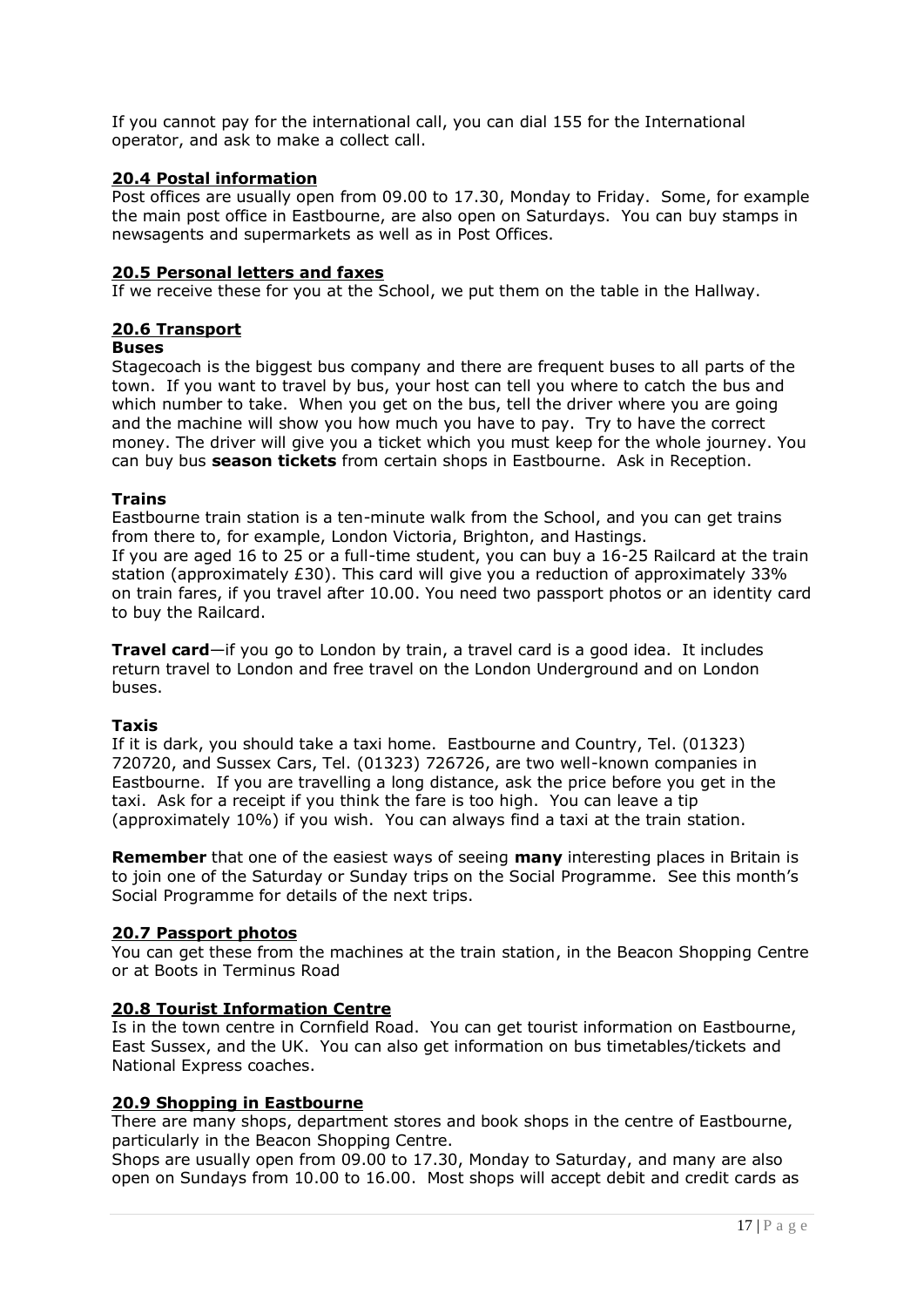If you cannot pay for the international call, you can dial 155 for the International operator, and ask to make a collect call.

### 20.4 Postal information

Post offices are usually open from 09.00 to 17.30, Monday to Friday. Some, for example the main post office in Eastbourne, are also open on Saturdays. You can buy stamps in newsagents and supermarkets as well as in Post Offices.

### 20.5 Personal letters and faxes

If we receive these for you at the School, we put them on the table in the Hallway.

### 20.6 Transport

**Buses**

Stagecoach is the biggest bus company and there are frequent buses to all parts of the town. If you want to travel by bus, your host can tell you where to catch the bus and which number to take. When you get on the bus, tell the driver where you are going and the machine will show you how much you have to pay. Try to have the correct money. The driver will give you a ticket which you must keep for the whole journey. You can buy bus **season tickets** from certain shops in Eastbourne. Ask in Reception.

**Trains**

Eastbourne train station is a ten-minute walk from the School, and you can get trains from there to, for example, London Victoria, Brighton, and Hastings.
If you are aged 16 to 25 or a full-time student, you can buy a 16-25 Railcard at the train station (approximately £30). This card will give you a reduction of approximately 33% on train fares, if you travel after 10.00. You need two passport photos or an identity card to buy the Railcard.

**Travel card**—if you go to London by train, a travel card is a good idea. It includes return travel to London and free travel on the London Underground and on London buses.

**Taxis**

If it is dark, you should take a taxi home. Eastbourne and Country, Tel. (01323) 720720, and Sussex Cars, Tel. (01323) 726726, are two well-known companies in Eastbourne. If you are travelling a long distance, ask the price before you get in the taxi. Ask for a receipt if you think the fare is too high. You can leave a tip (approximately 10%) if you wish. You can always find a taxi at the train station.

**Remember** that one of the easiest ways of seeing **many** interesting places in Britain is to join one of the Saturday or Sunday trips on the Social Programme. See this month's Social Programme for details of the next trips.

### 20.7 Passport photos

You can get these from the machines at the train station, in the Beacon Shopping Centre or at Boots in Terminus Road

### 20.8 Tourist Information Centre

Is in the town centre in Cornfield Road. You can get tourist information on Eastbourne, East Sussex, and the UK. You can also get information on bus timetables/tickets and National Express coaches.

### 20.9 Shopping in Eastbourne

There are many shops, department stores and book shops in the centre of Eastbourne, particularly in the Beacon Shopping Centre.
Shops are usually open from 09.00 to 17.30, Monday to Saturday, and many are also open on Sundays from 10.00 to 16.00. Most shops will accept debit and credit cards as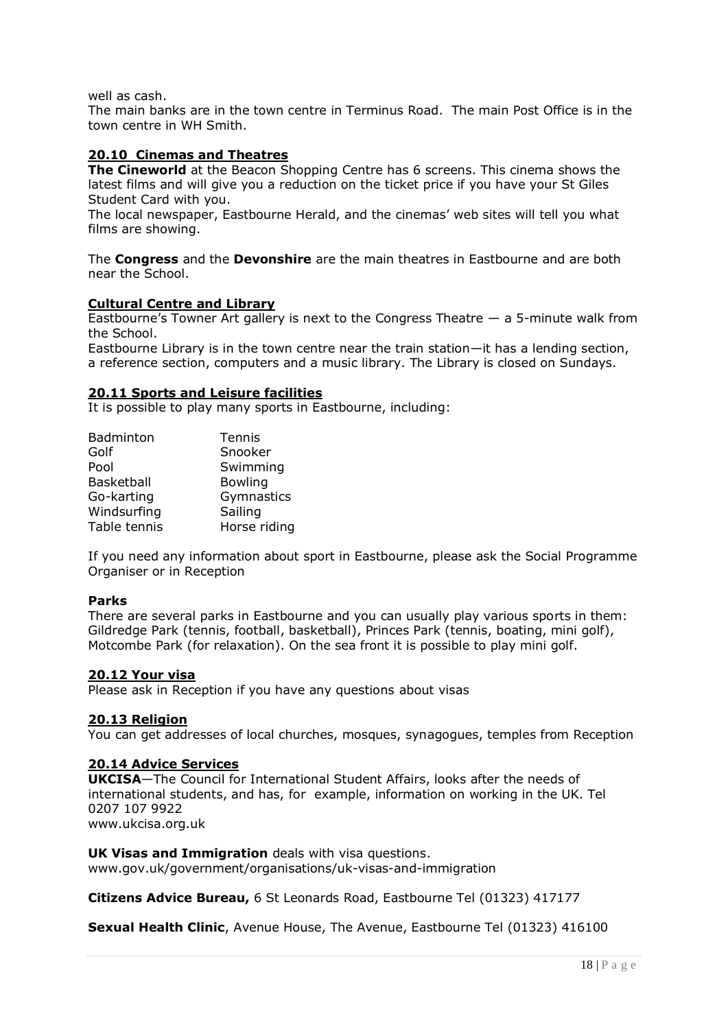well as cash.

The main banks are in the town centre in Terminus Road. The main Post Office is in the town centre in WH Smith.

### 20.10 Cinemas and Theatres

**The Cineworld** at the Beacon Shopping Centre has 6 screens. This cinema shows the latest films and will give you a reduction on the ticket price if you have your St Giles Student Card with you.

The local newspaper, Eastbourne Herald, and the cinemas' web sites will tell you what films are showing.

The **Congress** and the **Devonshire** are the main theatres in Eastbourne and are both near the School.

### Cultural Centre and Library

Eastbourne's Towner Art gallery is next to the Congress Theatre — a 5-minute walk from the School.

Eastbourne Library is in the town centre near the train station—it has a lending section, a reference section, computers and a music library. The Library is closed on Sundays.

### 20.11 Sports and Leisure facilities

It is possible to play many sports in Eastbourne, including:

| | |
|---|---|
| Badminton | Tennis |
| Golf | Snooker |
| Pool | Swimming |
| Basketball | Bowling |
| Go-karting | Gymnastics |
| Windsurfing | Sailing |
| Table tennis | Horse riding |

If you need any information about sport in Eastbourne, please ask the Social Programme Organiser or in Reception

**Parks**

There are several parks in Eastbourne and you can usually play various sports in them: Gildredge Park (tennis, football, basketball), Princes Park (tennis, boating, mini golf), Motcombe Park (for relaxation). On the sea front it is possible to play mini golf.

### 20.12 Your visa

Please ask in Reception if you have any questions about visas

### 20.13 Religion

You can get addresses of local churches, mosques, synagogues, temples from Reception

### 20.14 Advice Services

**UKCISA**—The Council for International Student Affairs, looks after the needs of international students, and has, for example, information on working in the UK. Tel 0207 107 9922
www.ukcisa.org.uk

**UK Visas and Immigration** deals with visa questions.
www.gov.uk/government/organisations/uk-visas-and-immigration

**Citizens Advice Bureau,** 6 St Leonards Road, Eastbourne Tel (01323) 417177

**Sexual Health Clinic**, Avenue House, The Avenue, Eastbourne Tel (01323) 416100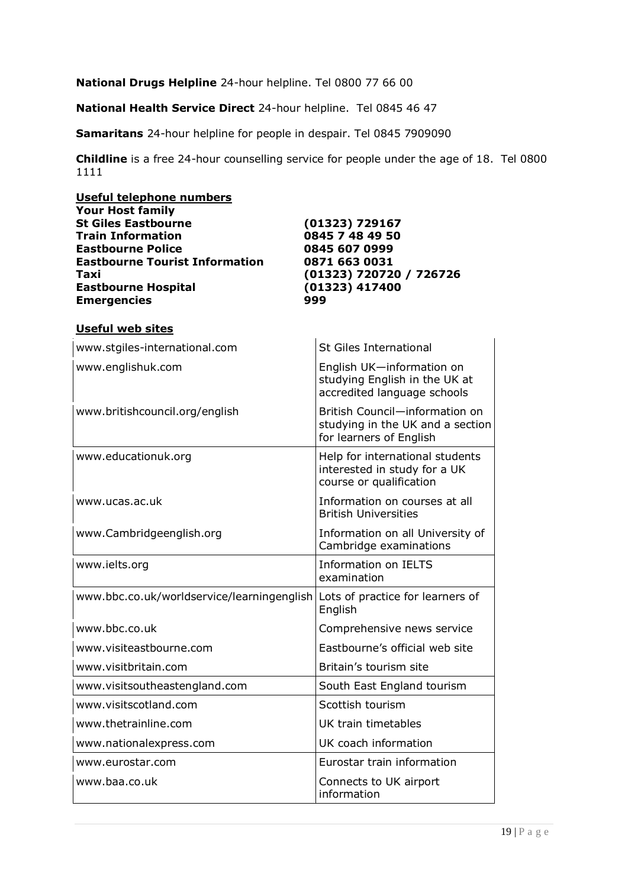**National Drugs Helpline** 24-hour helpline. Tel 0800 77 66 00

**National Health Service Direct** 24-hour helpline. Tel 0845 46 47

**Samaritans** 24-hour helpline for people in despair. Tel 0845 7909090

**Childline** is a free 24-hour counselling service for people under the age of 18. Tel 0800 1111

**Useful telephone numbers**

| | |
|---|---|
| **Your Host family** | |
| **St Giles Eastbourne** | **(01323) 729167** |
| **Train Information** | **0845 7 48 49 50** |
| **Eastbourne Police** | **0845 607 0999** |
| **Eastbourne Tourist Information** | **0871 663 0031** |
| **Taxi** | **(01323) 720720 / 726726** |
| **Eastbourne Hospital** | **(01323) 417400** |
| **Emergencies** | **999** |

**Useful web sites**

| | |
|---|---|
| www.stgiles-international.com | St Giles International |
| www.englishuk.com | English UK—information on studying English in the UK at accredited language schools |
| www.britishcouncil.org/english | British Council—information on studying in the UK and a section for learners of English |
| www.educationuk.org | Help for international students interested in study for a UK course or qualification |
| www.ucas.ac.uk | Information on courses at all British Universities |
| www.Cambridgeenglish.org | Information on all University of Cambridge examinations |
| www.ielts.org | Information on IELTS examination |
| www.bbc.co.uk/worldservice/learningenglish | Lots of practice for learners of English |
| www.bbc.co.uk | Comprehensive news service |
| www.visiteastbourne.com | Eastbourne's official web site |
| www.visitbritain.com | Britain's tourism site |
| www.visitsoutheastengland.com | South East England tourism |
| www.visitscotland.com | Scottish tourism |
| www.thetrainline.com | UK train timetables |
| www.nationalexpress.com | UK coach information |
| www.eurostar.com | Eurostar train information |
| www.baa.co.uk | Connects to UK airport information |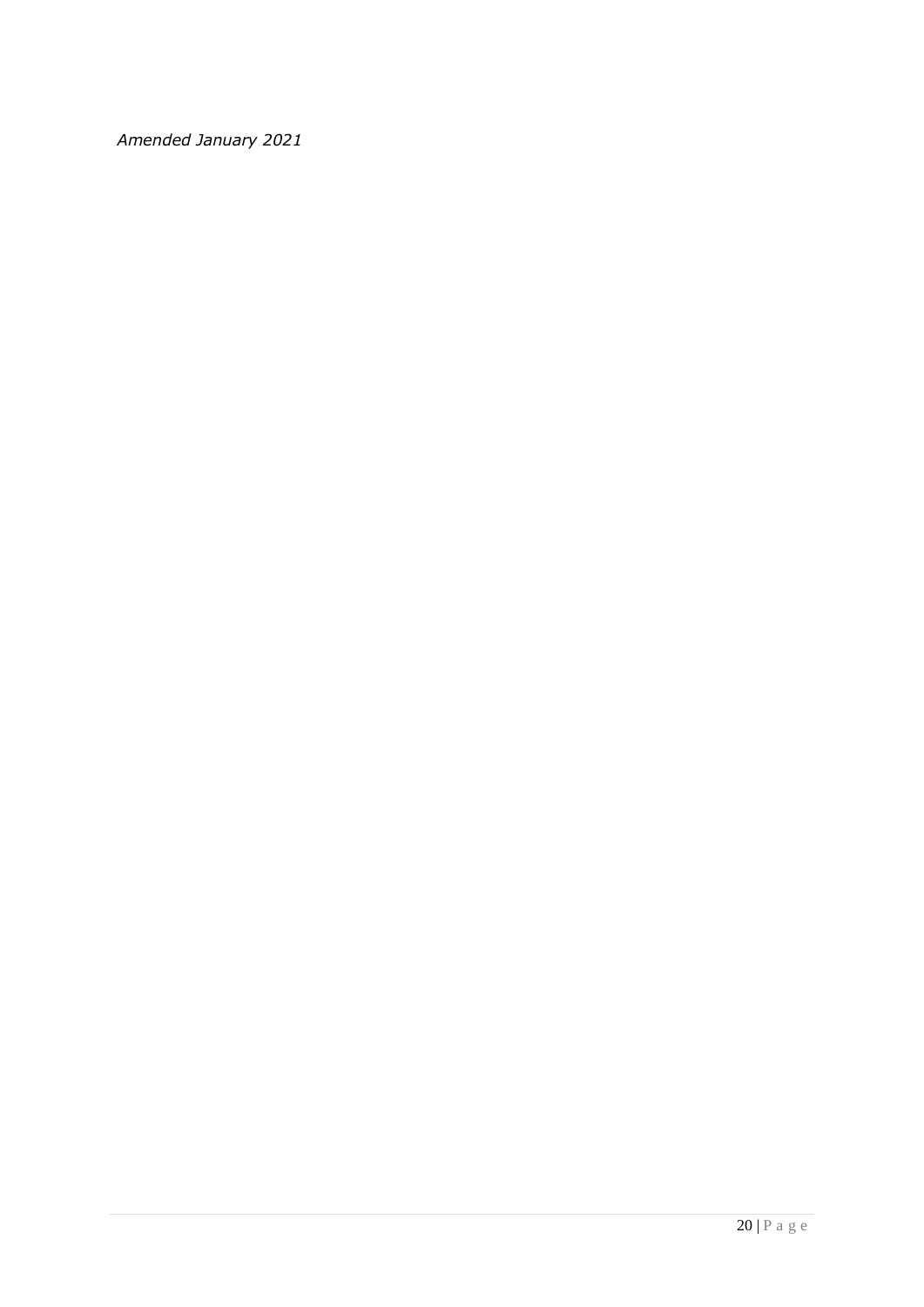*Amended January 2021*